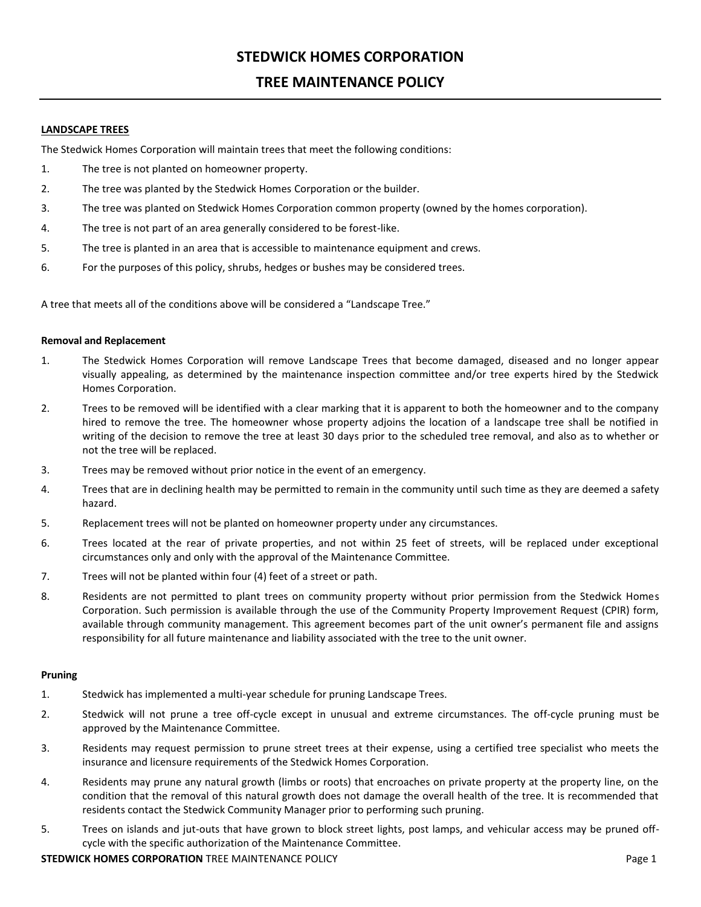# STEDWICK HOMES CORPORATION

# TREE MAINTENANCE POLICY

## LANDSCAPE TREES

The Stedwick Homes Corporation will maintain trees that meet the following conditions:

1. The tree is not planted on homeowner property.
2. The tree was planted by the Stedwick Homes Corporation or the builder.
3. The tree was planted on Stedwick Homes Corporation common property (owned by the homes corporation).
4. The tree is not part of an area generally considered to be forest-like.
5. The tree is planted in an area that is accessible to maintenance equipment and crews.
6. For the purposes of this policy, shrubs, hedges or bushes may be considered trees.

A tree that meets all of the conditions above will be considered a "Landscape Tree."

### Removal and Replacement

1. The Stedwick Homes Corporation will remove Landscape Trees that become damaged, diseased and no longer appear visually appealing, as determined by the maintenance inspection committee and/or tree experts hired by the Stedwick Homes Corporation.
2. Trees to be removed will be identified with a clear marking that it is apparent to both the homeowner and to the company hired to remove the tree. The homeowner whose property adjoins the location of a landscape tree shall be notified in writing of the decision to remove the tree at least 30 days prior to the scheduled tree removal, and also as to whether or not the tree will be replaced.
3. Trees may be removed without prior notice in the event of an emergency.
4. Trees that are in declining health may be permitted to remain in the community until such time as they are deemed a safety hazard.
5. Replacement trees will not be planted on homeowner property under any circumstances.
6. Trees located at the rear of private properties, and not within 25 feet of streets, will be replaced under exceptional circumstances only and only with the approval of the Maintenance Committee.
7. Trees will not be planted within four (4) feet of a street or path.
8. Residents are not permitted to plant trees on community property without prior permission from the Stedwick Homes Corporation. Such permission is available through the use of the Community Property Improvement Request (CPIR) form, available through community management. This agreement becomes part of the unit owner's permanent file and assigns responsibility for all future maintenance and liability associated with the tree to the unit owner.

### Pruning

1. Stedwick has implemented a multi-year schedule for pruning Landscape Trees.
2. Stedwick will not prune a tree off-cycle except in unusual and extreme circumstances. The off-cycle pruning must be approved by the Maintenance Committee.
3. Residents may request permission to prune street trees at their expense, using a certified tree specialist who meets the insurance and licensure requirements of the Stedwick Homes Corporation.
4. Residents may prune any natural growth (limbs or roots) that encroaches on private property at the property line, on the condition that the removal of this natural growth does not damage the overall health of the tree. It is recommended that residents contact the Stedwick Community Manager prior to performing such pruning.
5. Trees on islands and jut-outs that have grown to block street lights, post lamps, and vehicular access may be pruned off-cycle with the specific authorization of the Maintenance Committee.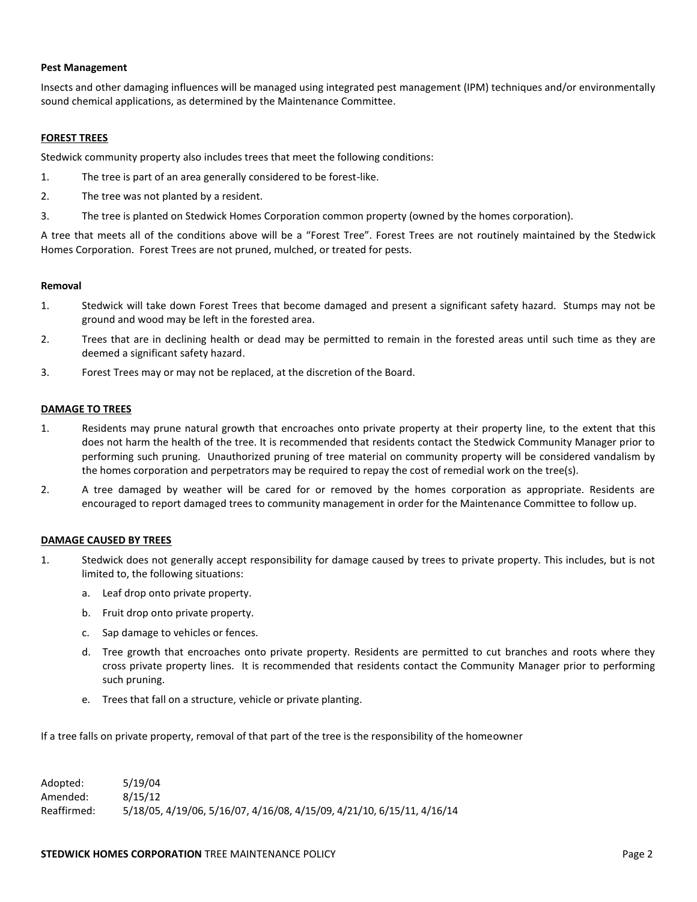**Pest Management**

Insects and other damaging influences will be managed using integrated pest management (IPM) techniques and/or environmentally sound chemical applications, as determined by the Maintenance Committee.

## FOREST TREES

Stedwick community property also includes trees that meet the following conditions:

1. The tree is part of an area generally considered to be forest-like.
2. The tree was not planted by a resident.
3. The tree is planted on Stedwick Homes Corporation common property (owned by the homes corporation).

A tree that meets all of the conditions above will be a "Forest Tree". Forest Trees are not routinely maintained by the Stedwick Homes Corporation. Forest Trees are not pruned, mulched, or treated for pests.

**Removal**

1. Stedwick will take down Forest Trees that become damaged and present a significant safety hazard. Stumps may not be ground and wood may be left in the forested area.
2. Trees that are in declining health or dead may be permitted to remain in the forested areas until such time as they are deemed a significant safety hazard.
3. Forest Trees may or may not be replaced, at the discretion of the Board.

## DAMAGE TO TREES

1. Residents may prune natural growth that encroaches onto private property at their property line, to the extent that this does not harm the health of the tree. It is recommended that residents contact the Stedwick Community Manager prior to performing such pruning. Unauthorized pruning of tree material on community property will be considered vandalism by the homes corporation and perpetrators may be required to repay the cost of remedial work on the tree(s).
2. A tree damaged by weather will be cared for or removed by the homes corporation as appropriate. Residents are encouraged to report damaged trees to community management in order for the Maintenance Committee to follow up.

## DAMAGE CAUSED BY TREES

1. Stedwick does not generally accept responsibility for damage caused by trees to private property. This includes, but is not limited to, the following situations:
   a. Leaf drop onto private property.
   b. Fruit drop onto private property.
   c. Sap damage to vehicles or fences.
   d. Tree growth that encroaches onto private property. Residents are permitted to cut branches and roots where they cross private property lines. It is recommended that residents contact the Community Manager prior to performing such pruning.
   e. Trees that fall on a structure, vehicle or private planting.

If a tree falls on private property, removal of that part of the tree is the responsibility of the homeowner

| | |
|---|---|
| Adopted: | 5/19/04 |
| Amended: | 8/15/12 |
| Reaffirmed: | 5/18/05, 4/19/06, 5/16/07, 4/16/08, 4/15/09, 4/21/10, 6/15/11, 4/16/14 |